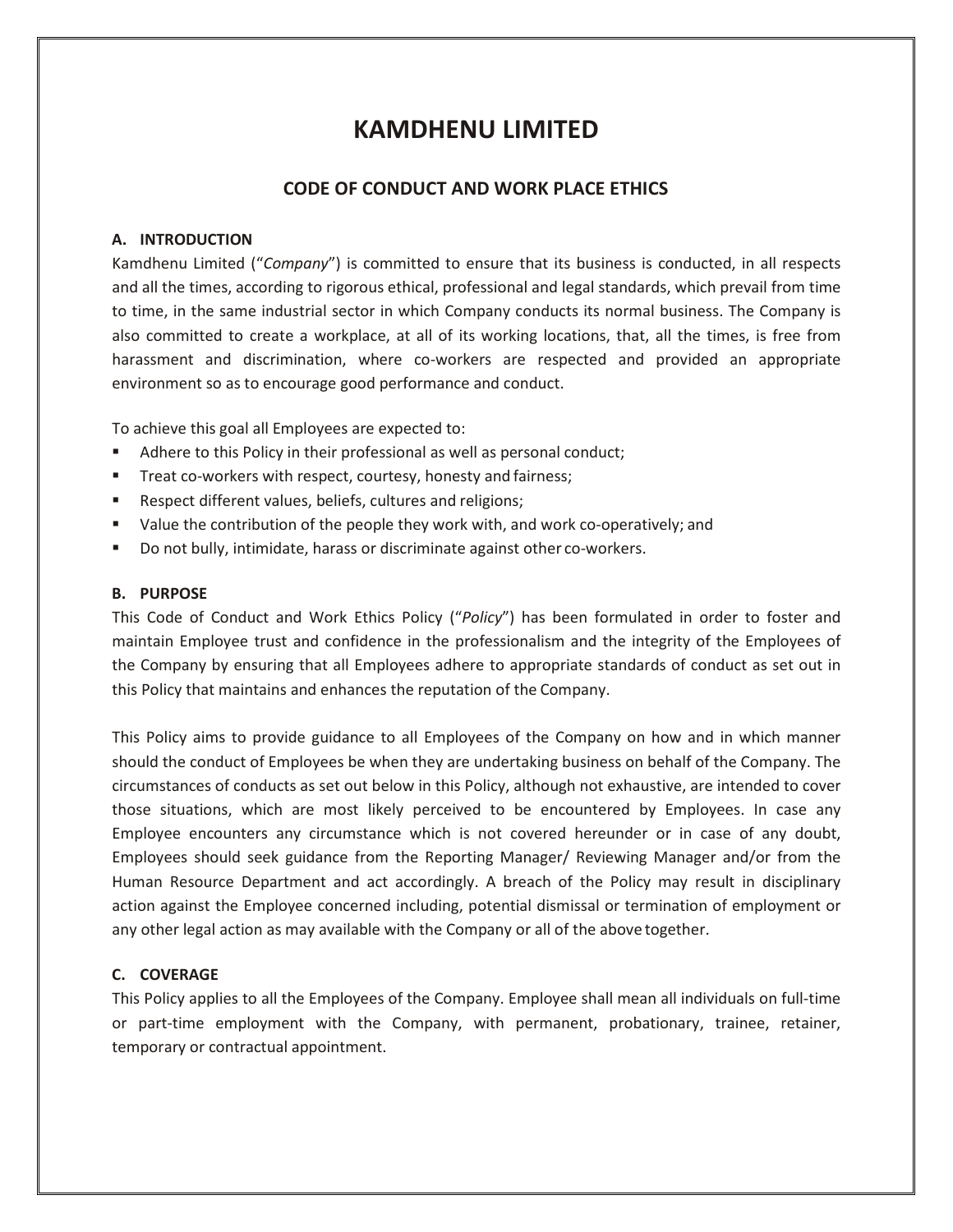# KAMDHENU LIMITED

## CODE OF CONDUCT AND WORK PLACE ETHICS

### A. INTRODUCTION

Kamdhenu Limited ("*Company*") is committed to ensure that its business is conducted, in all respects and all the times, according to rigorous ethical, professional and legal standards, which prevail from time to time, in the same industrial sector in which Company conducts its normal business. The Company is also committed to create a workplace, at all of its working locations, that, all the times, is free from harassment and discrimination, where co-workers are respected and provided an appropriate environment so as to encourage good performance and conduct.

To achieve this goal all Employees are expected to:

- Adhere to this Policy in their professional as well as personal conduct;
- Treat co-workers with respect, courtesy, honesty and fairness;
- Respect different values, beliefs, cultures and religions;
- Value the contribution of the people they work with, and work co-operatively; and
- Do not bully, intimidate, harass or discriminate against other co-workers.

### B. PURPOSE

This Code of Conduct and Work Ethics Policy ("*Policy*") has been formulated in order to foster and maintain Employee trust and confidence in the professionalism and the integrity of the Employees of the Company by ensuring that all Employees adhere to appropriate standards of conduct as set out in this Policy that maintains and enhances the reputation of the Company.

This Policy aims to provide guidance to all Employees of the Company on how and in which manner should the conduct of Employees be when they are undertaking business on behalf of the Company. The circumstances of conducts as set out below in this Policy, although not exhaustive, are intended to cover those situations, which are most likely perceived to be encountered by Employees. In case any Employee encounters any circumstance which is not covered hereunder or in case of any doubt, Employees should seek guidance from the Reporting Manager/ Reviewing Manager and/or from the Human Resource Department and act accordingly. A breach of the Policy may result in disciplinary action against the Employee concerned including, potential dismissal or termination of employment or any other legal action as may available with the Company or all of the above together.

### C. COVERAGE

This Policy applies to all the Employees of the Company. Employee shall mean all individuals on full-time or part-time employment with the Company, with permanent, probationary, trainee, retainer, temporary or contractual appointment.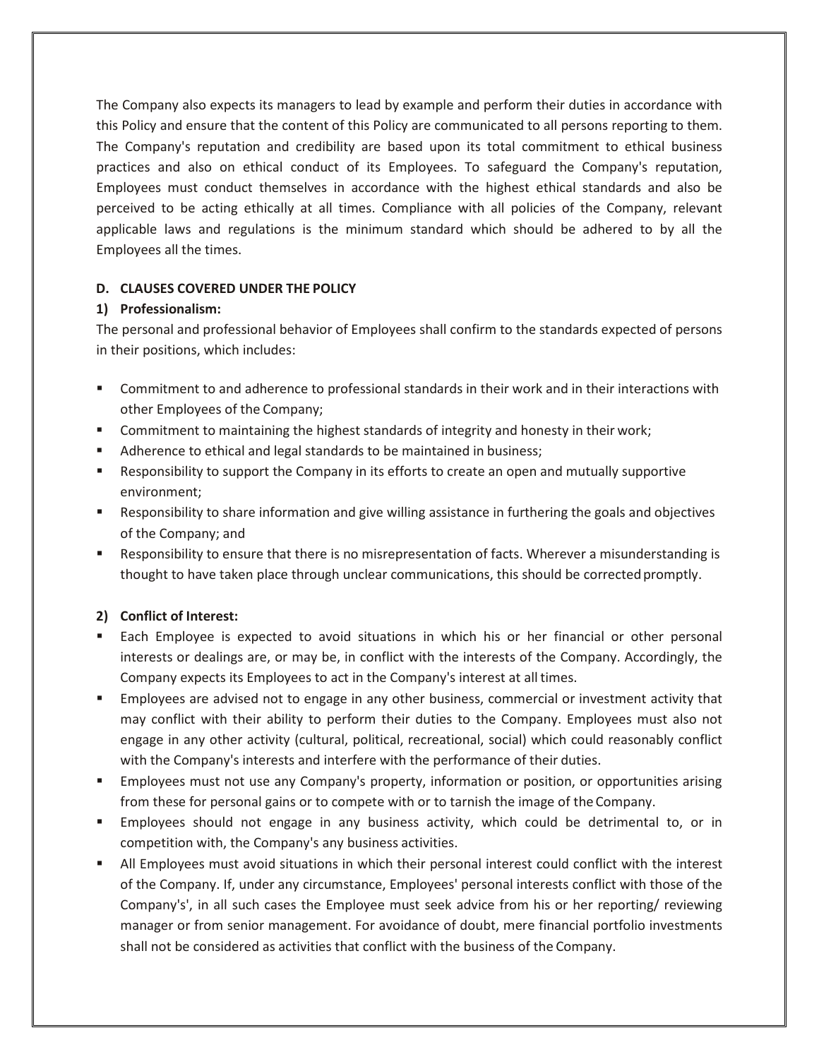The Company also expects its managers to lead by example and perform their duties in accordance with this Policy and ensure that the content of this Policy are communicated to all persons reporting to them. The Company's reputation and credibility are based upon its total commitment to ethical business practices and also on ethical conduct of its Employees. To safeguard the Company's reputation, Employees must conduct themselves in accordance with the highest ethical standards and also be perceived to be acting ethically at all times. Compliance with all policies of the Company, relevant applicable laws and regulations is the minimum standard which should be adhered to by all the Employees all the times.

## D. CLAUSES COVERED UNDER THE POLICY

### 1) Professionalism:

The personal and professional behavior of Employees shall confirm to the standards expected of persons in their positions, which includes:

- Commitment to and adherence to professional standards in their work and in their interactions with other Employees of the Company;
- Commitment to maintaining the highest standards of integrity and honesty in their work;
- Adherence to ethical and legal standards to be maintained in business;
- Responsibility to support the Company in its efforts to create an open and mutually supportive environment;
- Responsibility to share information and give willing assistance in furthering the goals and objectives of the Company; and
- Responsibility to ensure that there is no misrepresentation of facts. Wherever a misunderstanding is thought to have taken place through unclear communications, this should be corrected promptly.

### 2) Conflict of Interest:

- Each Employee is expected to avoid situations in which his or her financial or other personal interests or dealings are, or may be, in conflict with the interests of the Company. Accordingly, the Company expects its Employees to act in the Company's interest at all times.
- Employees are advised not to engage in any other business, commercial or investment activity that may conflict with their ability to perform their duties to the Company. Employees must also not engage in any other activity (cultural, political, recreational, social) which could reasonably conflict with the Company's interests and interfere with the performance of their duties.
- Employees must not use any Company's property, information or position, or opportunities arising from these for personal gains or to compete with or to tarnish the image of the Company.
- Employees should not engage in any business activity, which could be detrimental to, or in competition with, the Company's any business activities.
- All Employees must avoid situations in which their personal interest could conflict with the interest of the Company. If, under any circumstance, Employees' personal interests conflict with those of the Company's', in all such cases the Employee must seek advice from his or her reporting/ reviewing manager or from senior management. For avoidance of doubt, mere financial portfolio investments shall not be considered as activities that conflict with the business of the Company.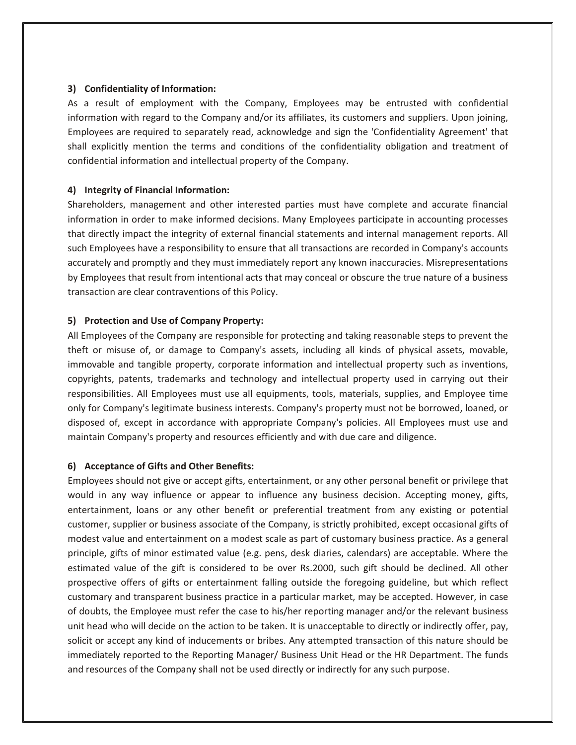### 3) Confidentiality of Information:

As a result of employment with the Company, Employees may be entrusted with confidential information with regard to the Company and/or its affiliates, its customers and suppliers. Upon joining, Employees are required to separately read, acknowledge and sign the 'Confidentiality Agreement' that shall explicitly mention the terms and conditions of the confidentiality obligation and treatment of confidential information and intellectual property of the Company.

### 4) Integrity of Financial Information:

Shareholders, management and other interested parties must have complete and accurate financial information in order to make informed decisions. Many Employees participate in accounting processes that directly impact the integrity of external financial statements and internal management reports. All such Employees have a responsibility to ensure that all transactions are recorded in Company's accounts accurately and promptly and they must immediately report any known inaccuracies. Misrepresentations by Employees that result from intentional acts that may conceal or obscure the true nature of a business transaction are clear contraventions of this Policy.

### 5) Protection and Use of Company Property:

All Employees of the Company are responsible for protecting and taking reasonable steps to prevent the theft or misuse of, or damage to Company's assets, including all kinds of physical assets, movable, immovable and tangible property, corporate information and intellectual property such as inventions, copyrights, patents, trademarks and technology and intellectual property used in carrying out their responsibilities. All Employees must use all equipments, tools, materials, supplies, and Employee time only for Company's legitimate business interests. Company's property must not be borrowed, loaned, or disposed of, except in accordance with appropriate Company's policies. All Employees must use and maintain Company's property and resources efficiently and with due care and diligence.

### 6) Acceptance of Gifts and Other Benefits:

Employees should not give or accept gifts, entertainment, or any other personal benefit or privilege that would in any way influence or appear to influence any business decision. Accepting money, gifts, entertainment, loans or any other benefit or preferential treatment from any existing or potential customer, supplier or business associate of the Company, is strictly prohibited, except occasional gifts of modest value and entertainment on a modest scale as part of customary business practice. As a general principle, gifts of minor estimated value (e.g. pens, desk diaries, calendars) are acceptable. Where the estimated value of the gift is considered to be over Rs.2000, such gift should be declined. All other prospective offers of gifts or entertainment falling outside the foregoing guideline, but which reflect customary and transparent business practice in a particular market, may be accepted. However, in case of doubts, the Employee must refer the case to his/her reporting manager and/or the relevant business unit head who will decide on the action to be taken. It is unacceptable to directly or indirectly offer, pay, solicit or accept any kind of inducements or bribes. Any attempted transaction of this nature should be immediately reported to the Reporting Manager/ Business Unit Head or the HR Department. The funds and resources of the Company shall not be used directly or indirectly for any such purpose.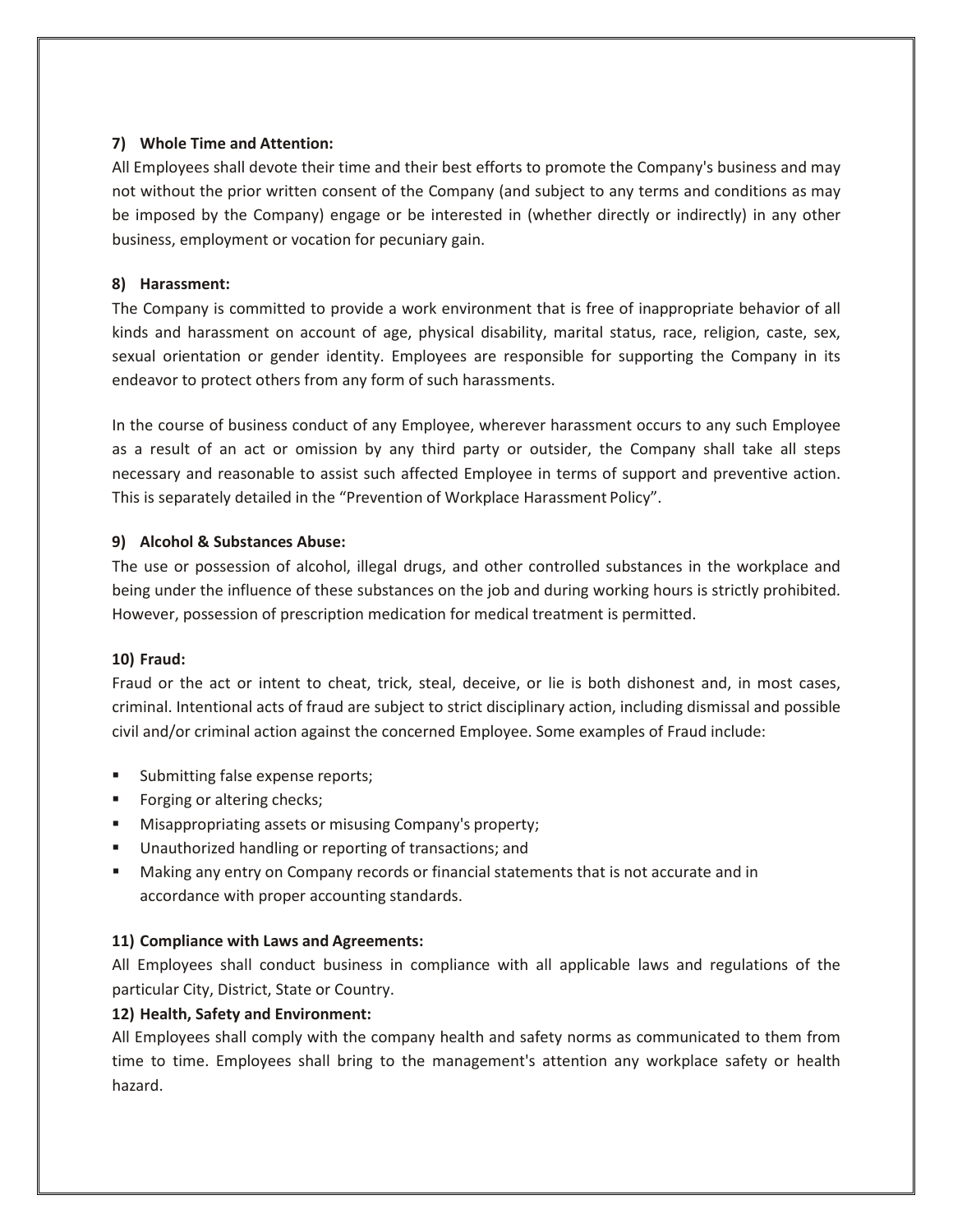**7) Whole Time and Attention:**

All Employees shall devote their time and their best efforts to promote the Company's business and may not without the prior written consent of the Company (and subject to any terms and conditions as may be imposed by the Company) engage or be interested in (whether directly or indirectly) in any other business, employment or vocation for pecuniary gain.

**8) Harassment:**

The Company is committed to provide a work environment that is free of inappropriate behavior of all kinds and harassment on account of age, physical disability, marital status, race, religion, caste, sex, sexual orientation or gender identity. Employees are responsible for supporting the Company in its endeavor to protect others from any form of such harassments.

In the course of business conduct of any Employee, wherever harassment occurs to any such Employee as a result of an act or omission by any third party or outsider, the Company shall take all steps necessary and reasonable to assist such affected Employee in terms of support and preventive action. This is separately detailed in the "Prevention of Workplace Harassment Policy".

**9) Alcohol & Substances Abuse:**

The use or possession of alcohol, illegal drugs, and other controlled substances in the workplace and being under the influence of these substances on the job and during working hours is strictly prohibited. However, possession of prescription medication for medical treatment is permitted.

**10) Fraud:**

Fraud or the act or intent to cheat, trick, steal, deceive, or lie is both dishonest and, in most cases, criminal. Intentional acts of fraud are subject to strict disciplinary action, including dismissal and possible civil and/or criminal action against the concerned Employee. Some examples of Fraud include:

- Submitting false expense reports;
- Forging or altering checks;
- Misappropriating assets or misusing Company's property;
- Unauthorized handling or reporting of transactions; and
- Making any entry on Company records or financial statements that is not accurate and in accordance with proper accounting standards.

**11) Compliance with Laws and Agreements:**

All Employees shall conduct business in compliance with all applicable laws and regulations of the particular City, District, State or Country.

**12) Health, Safety and Environment:**

All Employees shall comply with the company health and safety norms as communicated to them from time to time. Employees shall bring to the management's attention any workplace safety or health hazard.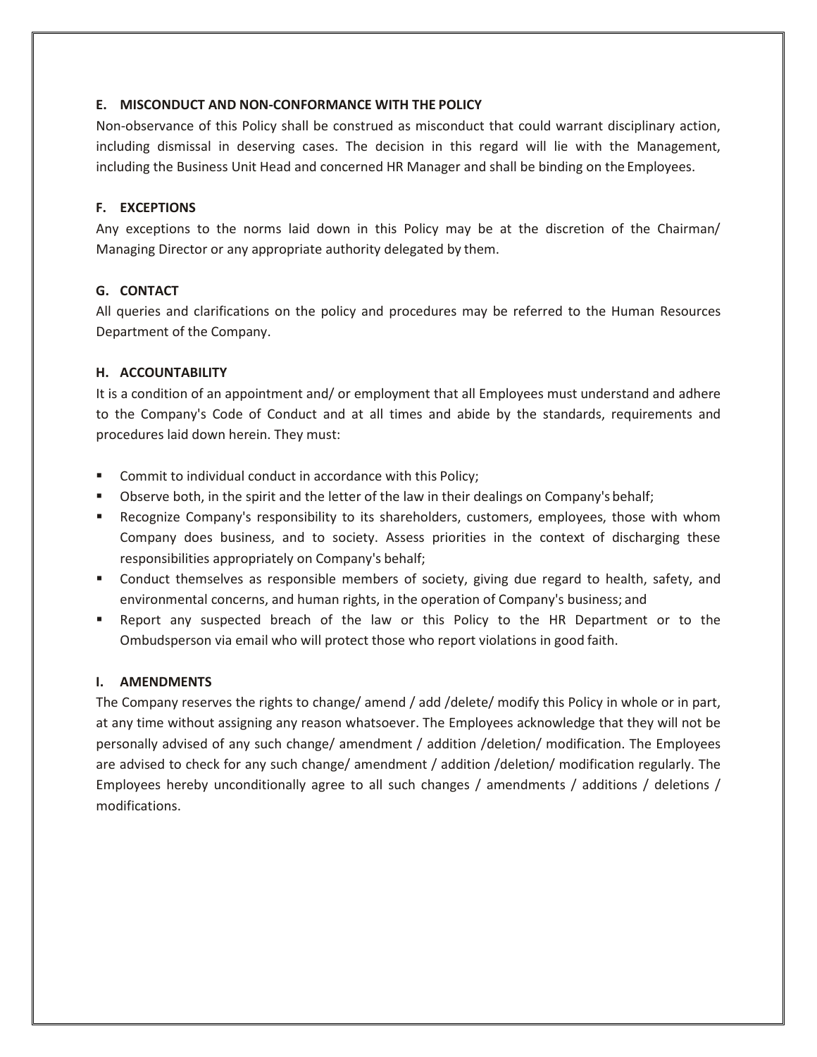### E. MISCONDUCT AND NON-CONFORMANCE WITH THE POLICY

Non-observance of this Policy shall be construed as misconduct that could warrant disciplinary action, including dismissal in deserving cases. The decision in this regard will lie with the Management, including the Business Unit Head and concerned HR Manager and shall be binding on the Employees.

### F. EXCEPTIONS

Any exceptions to the norms laid down in this Policy may be at the discretion of the Chairman/ Managing Director or any appropriate authority delegated by them.

### G. CONTACT

All queries and clarifications on the policy and procedures may be referred to the Human Resources Department of the Company.

### H. ACCOUNTABILITY

It is a condition of an appointment and/ or employment that all Employees must understand and adhere to the Company's Code of Conduct and at all times and abide by the standards, requirements and procedures laid down herein. They must:

- Commit to individual conduct in accordance with this Policy;
- Observe both, in the spirit and the letter of the law in their dealings on Company's behalf;
- Recognize Company's responsibility to its shareholders, customers, employees, those with whom Company does business, and to society. Assess priorities in the context of discharging these responsibilities appropriately on Company's behalf;
- Conduct themselves as responsible members of society, giving due regard to health, safety, and environmental concerns, and human rights, in the operation of Company's business; and
- Report any suspected breach of the law or this Policy to the HR Department or to the Ombudsperson via email who will protect those who report violations in good faith.

### I. AMENDMENTS

The Company reserves the rights to change/ amend / add /delete/ modify this Policy in whole or in part, at any time without assigning any reason whatsoever. The Employees acknowledge that they will not be personally advised of any such change/ amendment / addition /deletion/ modification. The Employees are advised to check for any such change/ amendment / addition /deletion/ modification regularly. The Employees hereby unconditionally agree to all such changes / amendments / additions / deletions / modifications.